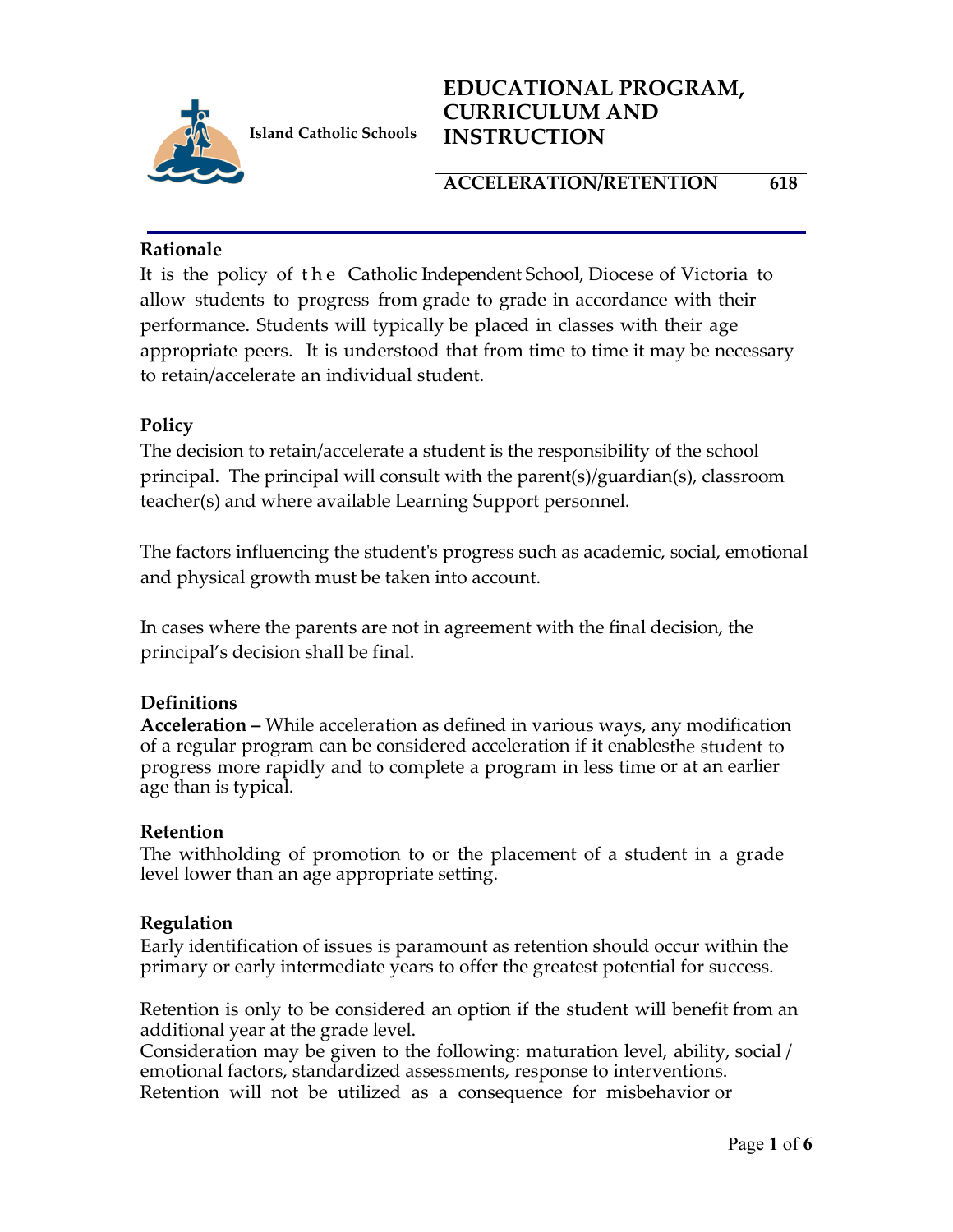Island Catholic Schools

# EDUCATIONAL PROGRAM, CURRICULUM AND INSTRUCTION

## ACCELERATION/RETENTION 618

### Rationale

It is the policy of the Catholic Independent School, Diocese of Victoria to allow students to progress from grade to grade in accordance with their performance. Students will typically be placed in classes with their age appropriate peers. It is understood that from time to time it may be necessary to retain/accelerate an individual student.

### Policy

The decision to retain/accelerate a student is the responsibility of the school principal. The principal will consult with the parent(s)/guardian(s), classroom teacher(s) and where available Learning Support personnel.

The factors influencing the student's progress such as academic, social, emotional and physical growth must be taken into account.

In cases where the parents are not in agreement with the final decision, the principal's decision shall be final.

### Definitions

**Acceleration –** While acceleration as defined in various ways, any modification of a regular program can be considered acceleration if it enablesthe student to progress more rapidly and to complete a program in less time or at an earlier age than is typical.

### Retention

The withholding of promotion to or the placement of a student in a grade level lower than an age appropriate setting.

### Regulation

Early identification of issues is paramount as retention should occur within the primary or early intermediate years to offer the greatest potential for success.

Retention is only to be considered an option if the student will benefit from an additional year at the grade level.
Consideration may be given to the following: maturation level, ability, social / emotional factors, standardized assessments, response to interventions.
Retention will not be utilized as a consequence for misbehavior or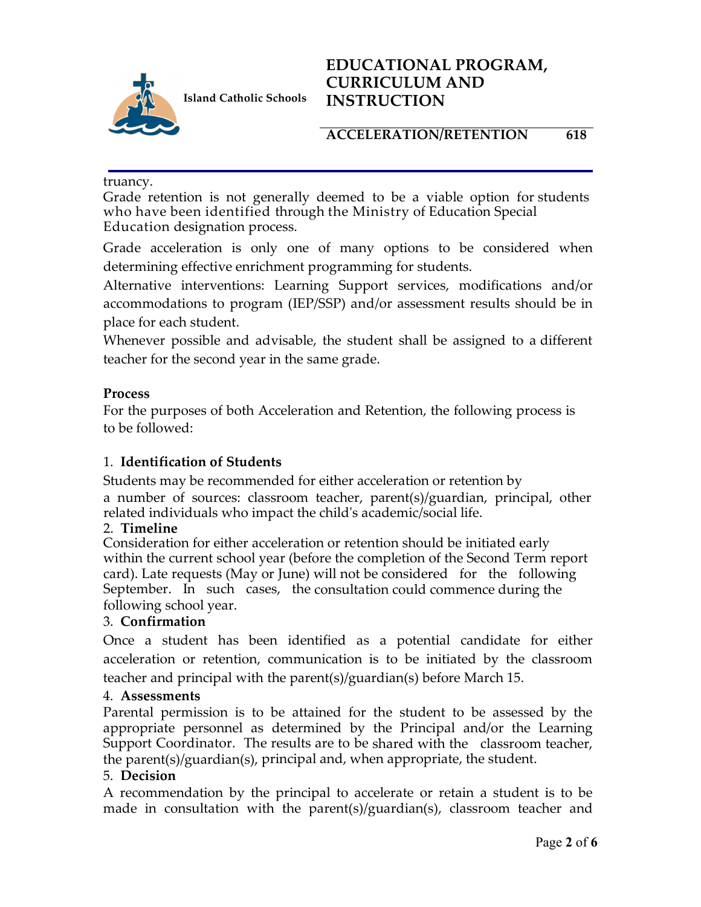truancy.

Grade retention is not generally deemed to be a viable option for students who have been identified through the Ministry of Education Special Education designation process.

Grade acceleration is only one of many options to be considered when determining effective enrichment programming for students.

Alternative interventions: Learning Support services, modifications and/or accommodations to program (IEP/SSP) and/or assessment results should be in place for each student.

Whenever possible and advisable, the student shall be assigned to a different teacher for the second year in the same grade.

**Process**

For the purposes of both Acceleration and Retention, the following process is to be followed:

1. **Identification of Students**

Students may be recommended for either acceleration or retention by a number of sources: classroom teacher, parent(s)/guardian, principal, other related individuals who impact the child's academic/social life.

2. **Timeline**

Consideration for either acceleration or retention should be initiated early within the current school year (before the completion of the Second Term report card). Late requests (May or June) will not be considered for the following September. In such cases, the consultation could commence during the following school year.

3. **Confirmation**

Once a student has been identified as a potential candidate for either acceleration or retention, communication is to be initiated by the classroom teacher and principal with the parent(s)/guardian(s) before March 15.

4. **Assessments**

Parental permission is to be attained for the student to be assessed by the appropriate personnel as determined by the Principal and/or the Learning Support Coordinator. The results are to be shared with the classroom teacher, the parent(s)/guardian(s), principal and, when appropriate, the student.

5. **Decision**

A recommendation by the principal to accelerate or retain a student is to be made in consultation with the parent(s)/guardian(s), classroom teacher and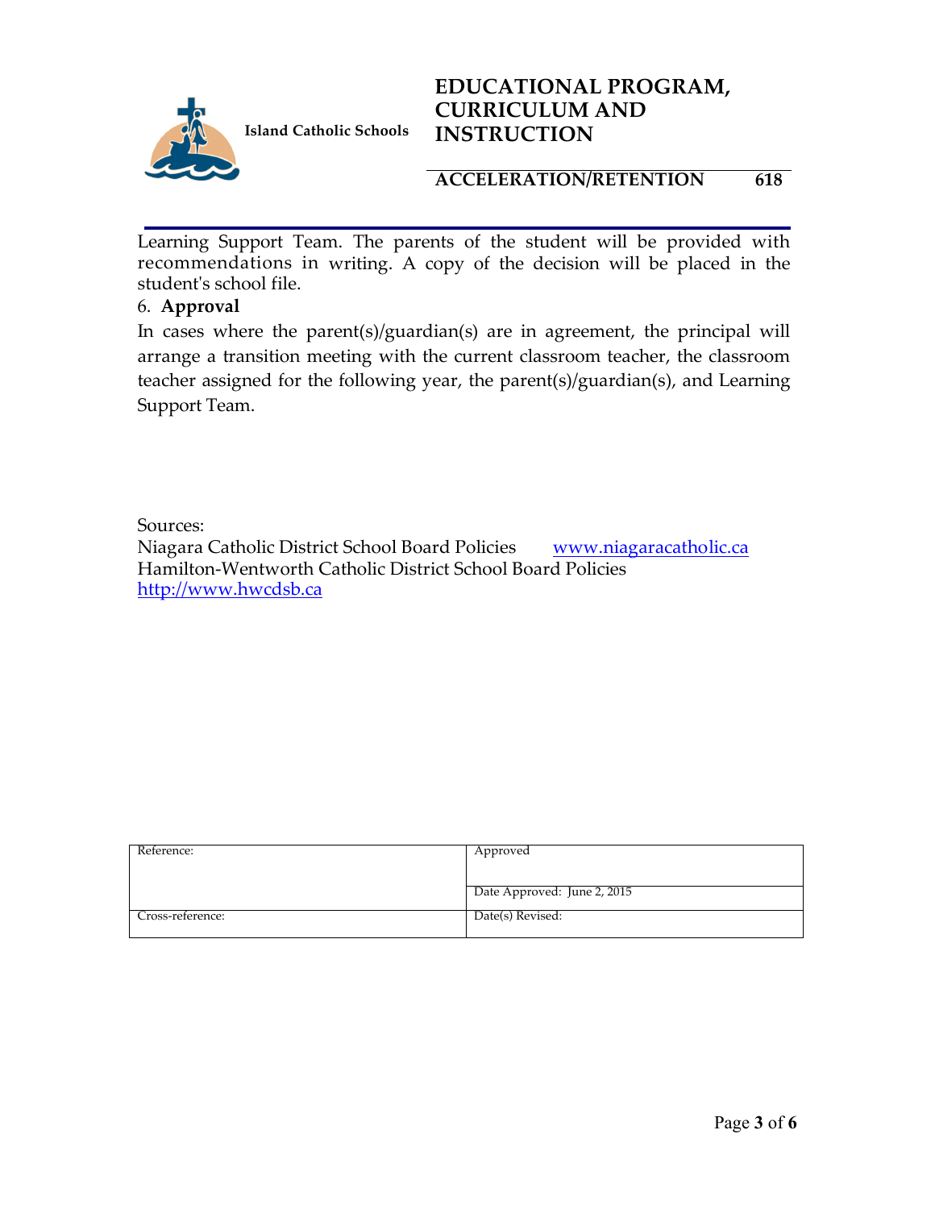Learning Support Team. The parents of the student will be provided with recommendations in writing. A copy of the decision will be placed in the student's school file.

6. **Approval**

In cases where the parent(s)/guardian(s) are in agreement, the principal will arrange a transition meeting with the current classroom teacher, the classroom teacher assigned for the following year, the parent(s)/guardian(s), and Learning Support Team.

Sources:
Niagara Catholic District School Board Policies www.niagaracatholic.ca
Hamilton-Wentworth Catholic District School Board Policies
http://www.hwcdsb.ca

| Reference: | Approved |
|---|---|
| | Date Approved: June 2, 2015 |
| Cross-reference: | Date(s) Revised: |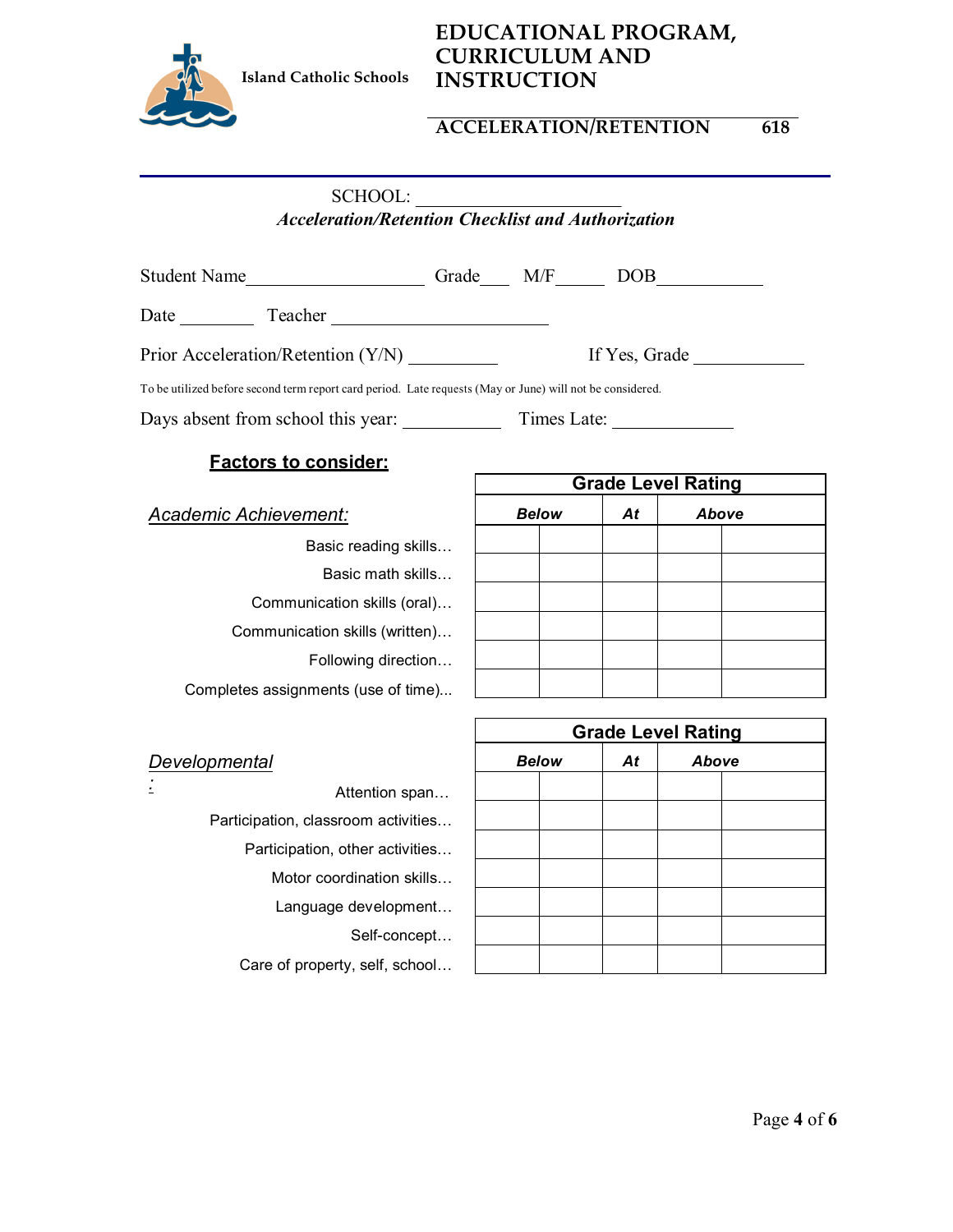Island Catholic Schools

# EDUCATIONAL PROGRAM, CURRICULUM AND INSTRUCTION

## ACCELERATION/RETENTION 618

SCHOOL: ____________________

***Acceleration/Retention Checklist and Authorization***

Student Name__________________ Grade___ M/F_____ DOB__________

Date ________ Teacher ______________________

Prior Acceleration/Retention (Y/N) _________ If Yes, Grade ___________

To be utilized before second term report card period. Late requests (May or June) will not be considered.

Days absent from school this year: __________ Times Late: ____________

### Factors to consider:

| *Academic Achievement:* | Grade Level Rating | | | | |
|---|---|---|---|---|---|
| | ***Below*** | | ***At*** | ***Above*** | |
| Basic reading skills… | | | | | |
| Basic math skills… | | | | | |
| Communication skills (oral)… | | | | | |
| Communication skills (written)… | | | | | |
| Following direction… | | | | | |
| Completes assignments (use of time)... | | | | | |

| *Developmental:* | Grade Level Rating | | | | |
|---|---|---|---|---|---|
| | ***Below*** | | ***At*** | ***Above*** | |
| Attention span… | | | | | |
| Participation, classroom activities… | | | | | |
| Participation, other activities… | | | | | |
| Motor coordination skills… | | | | | |
| Language development… | | | | | |
| Self-concept… | | | | | |
| Care of property, self, school… | | | | | |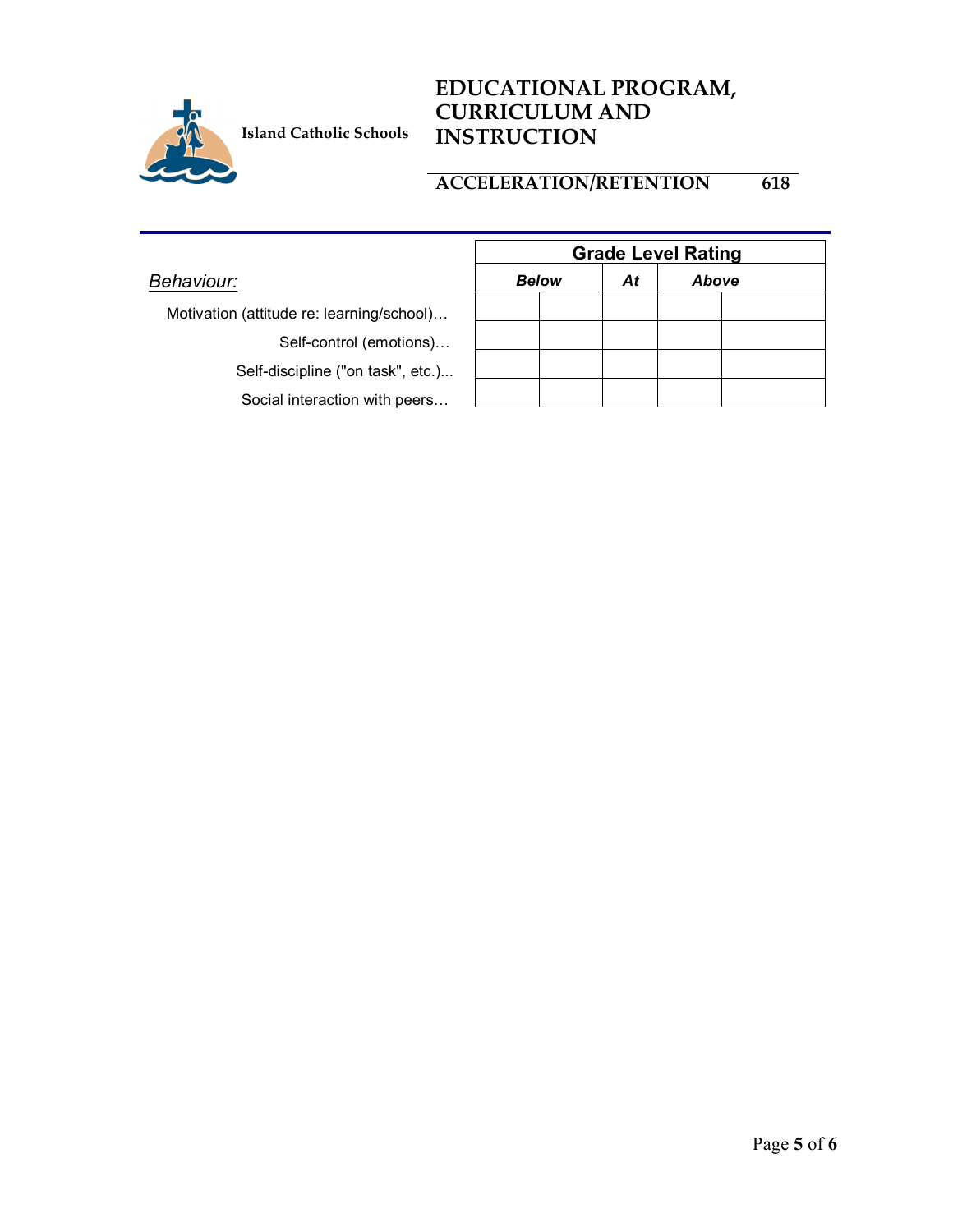| Behaviour: | Grade Level Rating | | | | |
|---|---|---|---|---|---|
| | Below | | At | Above | |
| Motivation (attitude re: learning/school)… | | | | | |
| Self-control (emotions)… | | | | | |
| Self-discipline ("on task", etc.)... | | | | | |
| Social interaction with peers… | | | | | |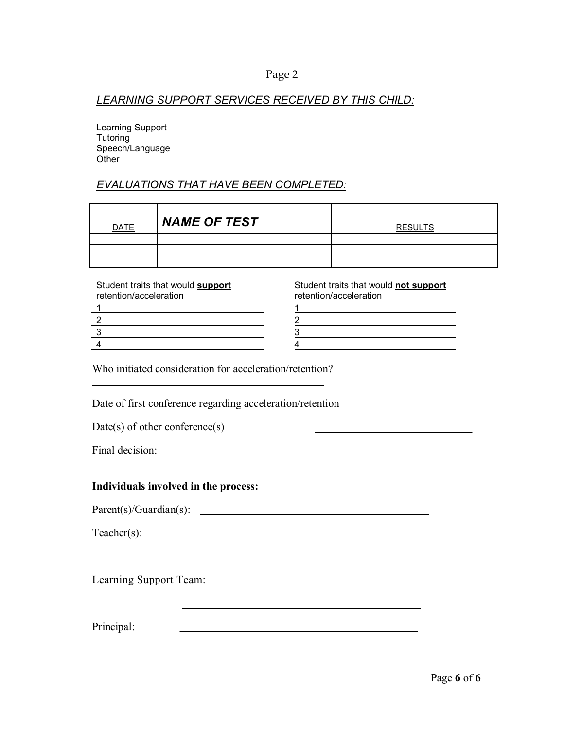Page 2

## *LEARNING SUPPORT SERVICES RECEIVED BY THIS CHILD:*

Learning Support
Tutoring
Speech/Language
Other

## *EVALUATIONS THAT HAVE BEEN COMPLETED:*

| DATE | ***NAME OF TEST*** | RESULTS |
|---|---|---|
| | | |
| | | |
| | | |

Student traits that would **support** retention/acceleration

1 ______________________________
2 ______________________________
3 ______________________________
4 ______________________________

Student traits that would **not support** retention/acceleration

1 ______________________________
2 ______________________________
3 ______________________________
4 ______________________________

Who initiated consideration for acceleration/retention?

______________________________________________

Date of first conference regarding acceleration/retention ______________________

Date(s) of other conference(s) ______________________

Final decision: ______________________________________________

**Individuals involved in the process:**

Parent(s)/Guardian(s): ______________________________________

Teacher(s): ______________________________________

______________________________________

Learning Support Team: ______________________________________

______________________________________

Principal: ______________________________________